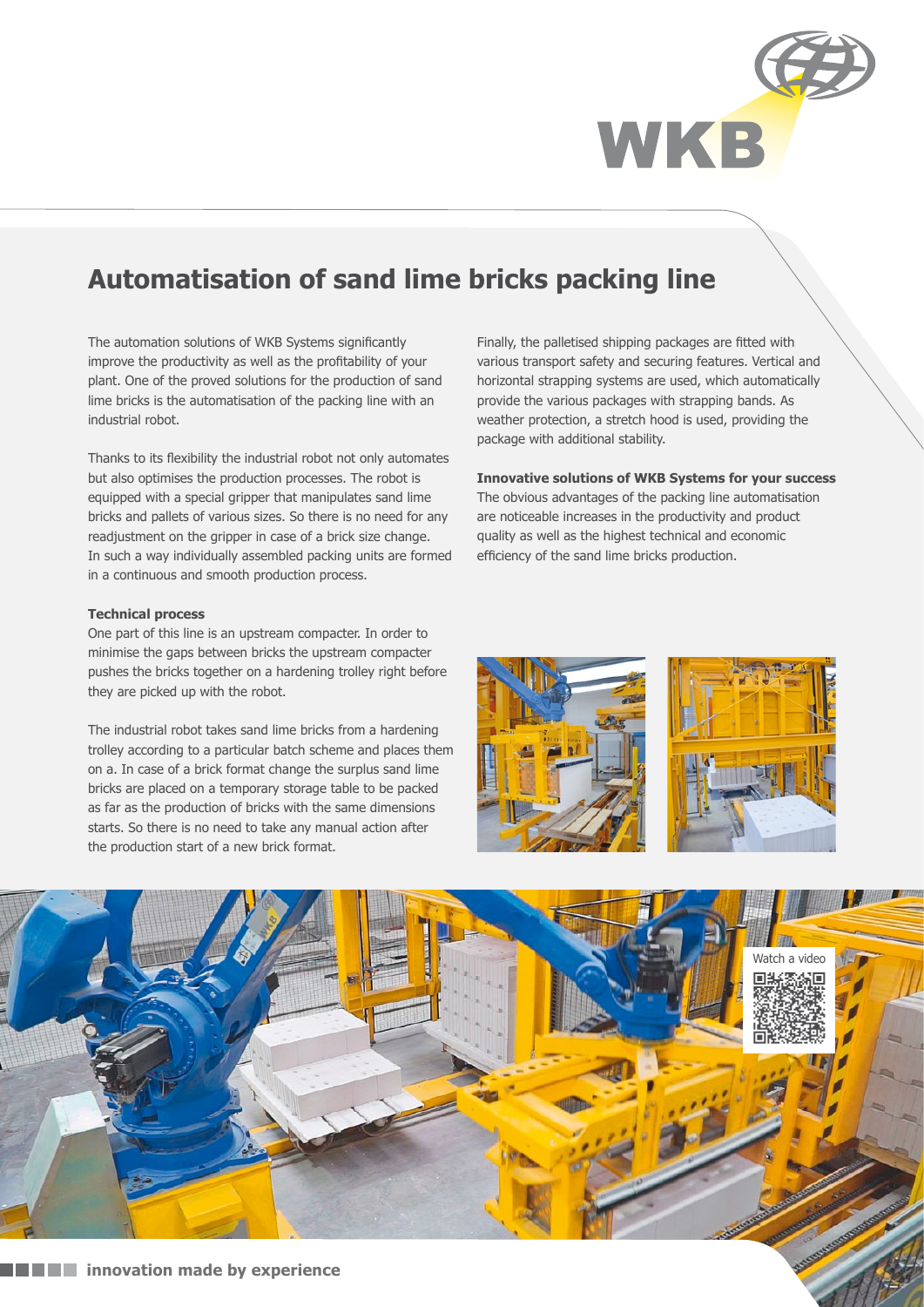# Automatisation of sand lime bricks packing line

The automation solutions of WKB Systems significantly improve the productivity as well as the profitability of your plant. One of the proved solutions for the production of sand lime bricks is the automatisation of the packing line with an industrial robot.

Thanks to its flexibility the industrial robot not only automates but also optimises the production processes. The robot is equipped with a special gripper that manipulates sand lime bricks and pallets of various sizes. So there is no need for any readjustment on the gripper in case of a brick size change. In such a way individually assembled packing units are formed in a continuous and smooth production process.

**Technical process**

One part of this line is an upstream compacter. In order to minimise the gaps between bricks the upstream compacter pushes the bricks together on a hardening trolley right before they are picked up with the robot.

The industrial robot takes sand lime bricks from a hardening trolley according to a particular batch scheme and places them on a. In case of a brick format change the surplus sand lime bricks are placed on a temporary storage table to be packed as far as the production of bricks with the same dimensions starts. So there is no need to take any manual action after the production start of a new brick format.

Finally, the palletised shipping packages are fitted with various transport safety and securing features. Vertical and horizontal strapping systems are used, which automatically provide the various packages with strapping bands. As weather protection, a stretch hood is used, providing the package with additional stability.

**Innovative solutions of WKB Systems for your success**

The obvious advantages of the packing line automatisation are noticeable increases in the productivity and product quality as well as the highest technical and economic efficiency of the sand lime bricks production.

Watch a video

**innovation made by experience**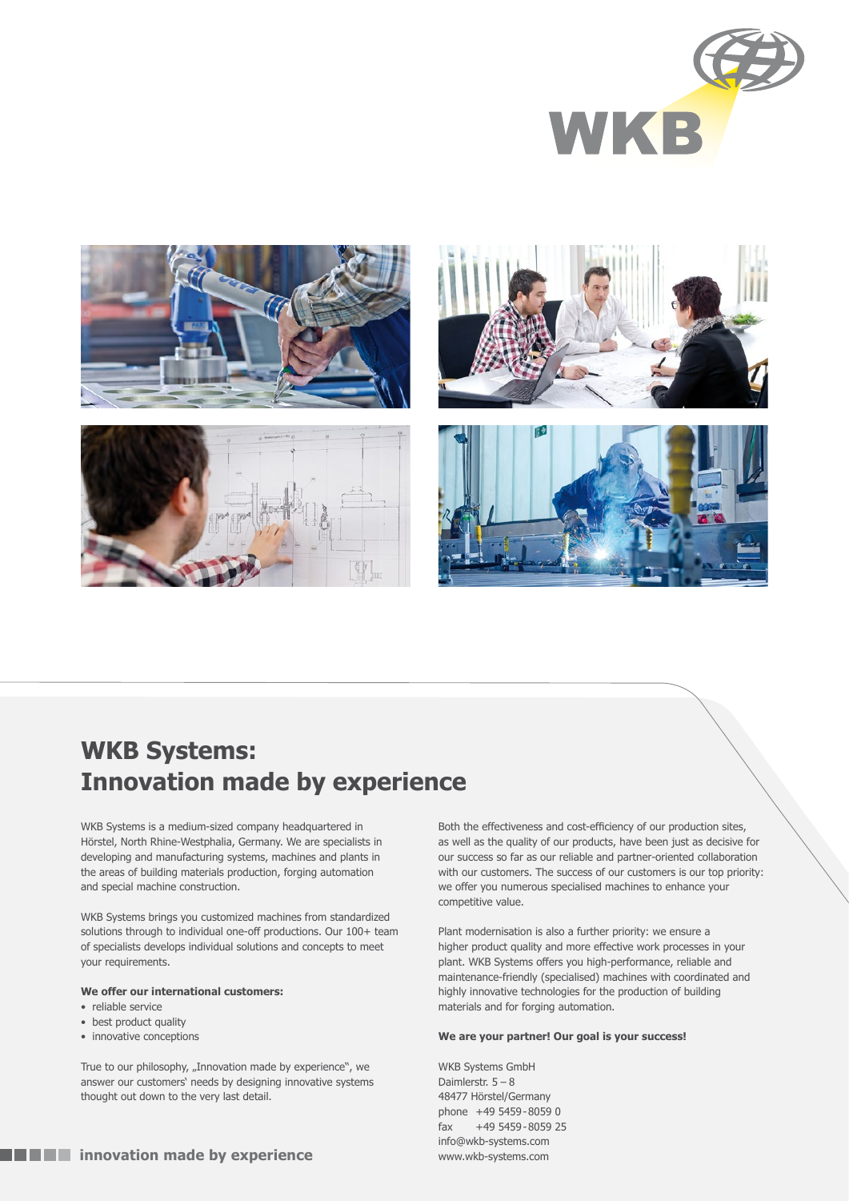# WKB Systems: Innovation made by experience

WKB Systems is a medium-sized company headquartered in Hörstel, North Rhine-Westphalia, Germany. We are specialists in developing and manufacturing systems, machines and plants in the areas of building materials production, forging automation and special machine construction.

WKB Systems brings you customized machines from standardized solutions through to individual one-off productions. Our 100+ team of specialists develops individual solutions and concepts to meet your requirements.

**We offer our international customers:**

- reliable service
- best product quality
- innovative conceptions

True to our philosophy, „Innovation made by experience", we answer our customers' needs by designing innovative systems thought out down to the very last detail.

Both the effectiveness and cost-efficiency of our production sites, as well as the quality of our products, have been just as decisive for our success so far as our reliable and partner-oriented collaboration with our customers. The success of our customers is our top priority: we offer you numerous specialised machines to enhance your competitive value.

Plant modernisation is also a further priority: we ensure a higher product quality and more effective work processes in your plant. WKB Systems offers you high-performance, reliable and maintenance-friendly (specialised) machines with coordinated and highly innovative technologies for the production of building materials and for forging automation.

**We are your partner! Our goal is your success!**

WKB Systems GmbH
Daimlerstr. 5 – 8
48477 Hörstel/Germany
phone +49 5459-8059 0
fax +49 5459-8059 25
info@wkb-systems.com
www.wkb-systems.com

**innovation made by experience**